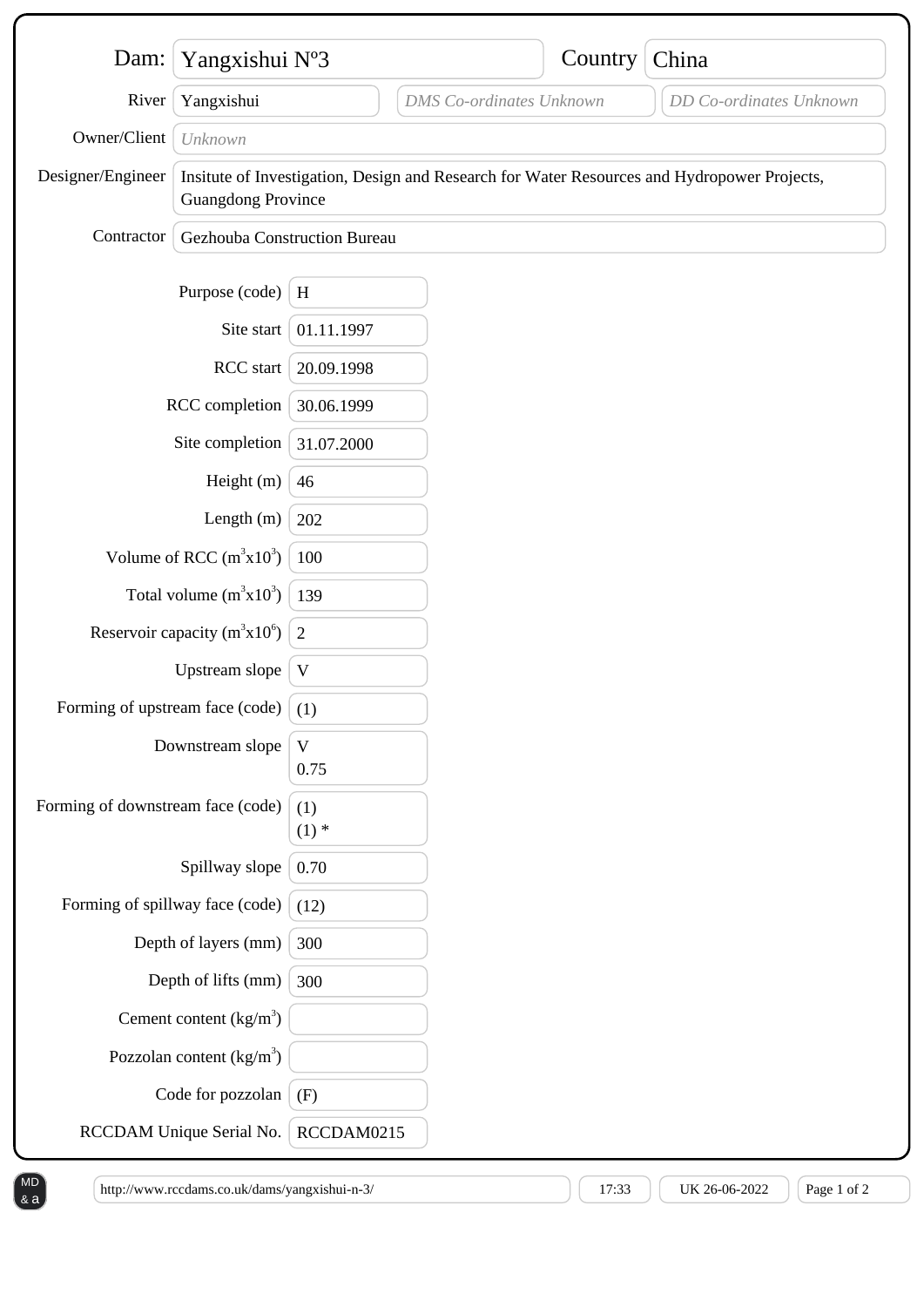| | |
|---|---|
| Dam: | Yangxishui Nº3 |
| Country | China |
| River | Yangxishui |
| DMS Co-ordinates | *DMS Co-ordinates Unknown* |
| DD Co-ordinates | *DD Co-ordinates Unknown* |
| Owner/Client | *Unknown* |
| Designer/Engineer | Insitute of Investigation, Design and Research for Water Resources and Hydropower Projects, Guangdong Province |
| Contractor | Gezhouba Construction Bureau |

| | |
|---|---|
| Purpose (code) | H |
| Site start | 01.11.1997 |
| RCC start | 20.09.1998 |
| RCC completion | 30.06.1999 |
| Site completion | 31.07.2000 |
| Height (m) | 46 |
| Length (m) | 202 |
| Volume of RCC ($m^3x10^3$) | 100 |
| Total volume ($m^3x10^3$) | 139 |
| Reservoir capacity ($m^3x10^6$) | 2 |
| Upstream slope | V |
| Forming of upstream face (code) | (1) |
| Downstream slope | V<br>0.75 |
| Forming of downstream face (code) | (1)<br>(1) * |
| Spillway slope | 0.70 |
| Forming of spillway face (code) | (12) |
| Depth of layers (mm) | 300 |
| Depth of lifts (mm) | 300 |
| Cement content ($kg/m^3$) | |
| Pozzolan content ($kg/m^3$) | |
| Code for pozzolan | (F) |
| RCCDAM Unique Serial No. | RCCDAM0215 |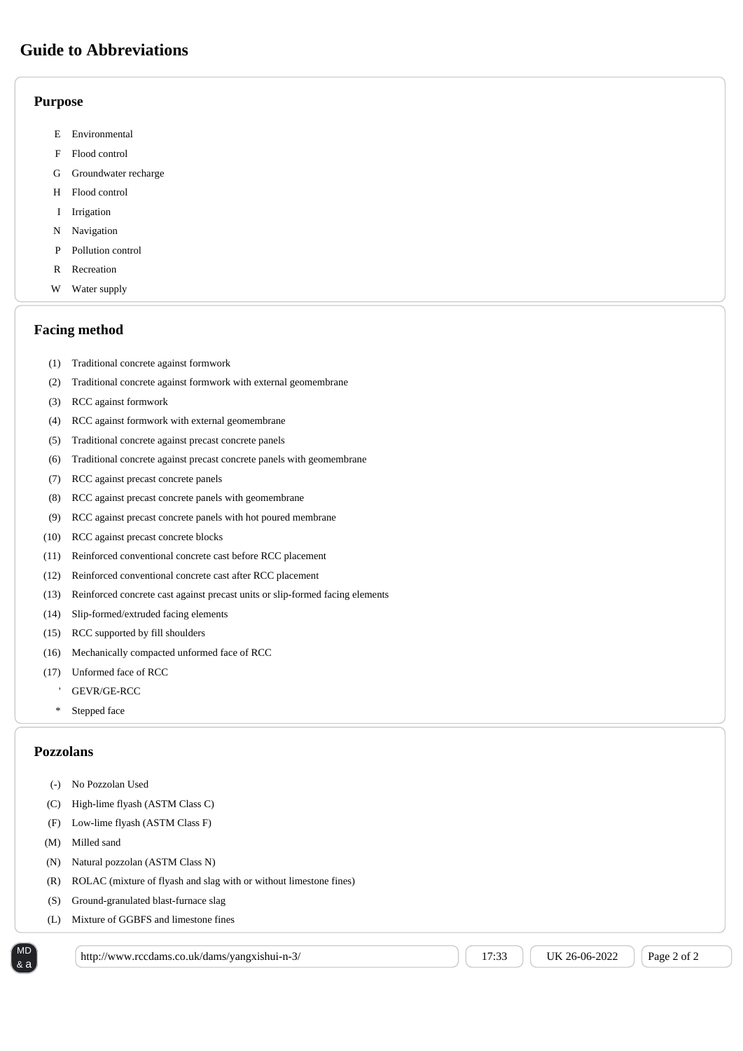# Guide to Abbreviations

## Purpose

- E Environmental
- F Flood control
- G Groundwater recharge
- H Flood control
- I Irrigation
- N Navigation
- P Pollution control
- R Recreation
- W Water supply

## Facing method

- (1) Traditional concrete against formwork
- (2) Traditional concrete against formwork with external geomembrane
- (3) RCC against formwork
- (4) RCC against formwork with external geomembrane
- (5) Traditional concrete against precast concrete panels
- (6) Traditional concrete against precast concrete panels with geomembrane
- (7) RCC against precast concrete panels
- (8) RCC against precast concrete panels with geomembrane
- (9) RCC against precast concrete panels with hot poured membrane
- (10) RCC against precast concrete blocks
- (11) Reinforced conventional concrete cast before RCC placement
- (12) Reinforced conventional concrete cast after RCC placement
- (13) Reinforced concrete cast against precast units or slip-formed facing elements
- (14) Slip-formed/extruded facing elements
- (15) RCC supported by fill shoulders
- (16) Mechanically compacted unformed face of RCC
- (17) Unformed face of RCC
- ' GEVR/GE-RCC
- * Stepped face

## Pozzolans

- (-) No Pozzolan Used
- (C) High-lime flyash (ASTM Class C)
- (F) Low-lime flyash (ASTM Class F)
- (M) Milled sand
- (N) Natural pozzolan (ASTM Class N)
- (R) ROLAC (mixture of flyash and slag with or without limestone fines)
- (S) Ground-granulated blast-furnace slag
- (L) Mixture of GGBFS and limestone fines

MD & a

http://www.rccdams.co.uk/dams/yangxishui-n-3/ 17:33 UK 26-06-2022